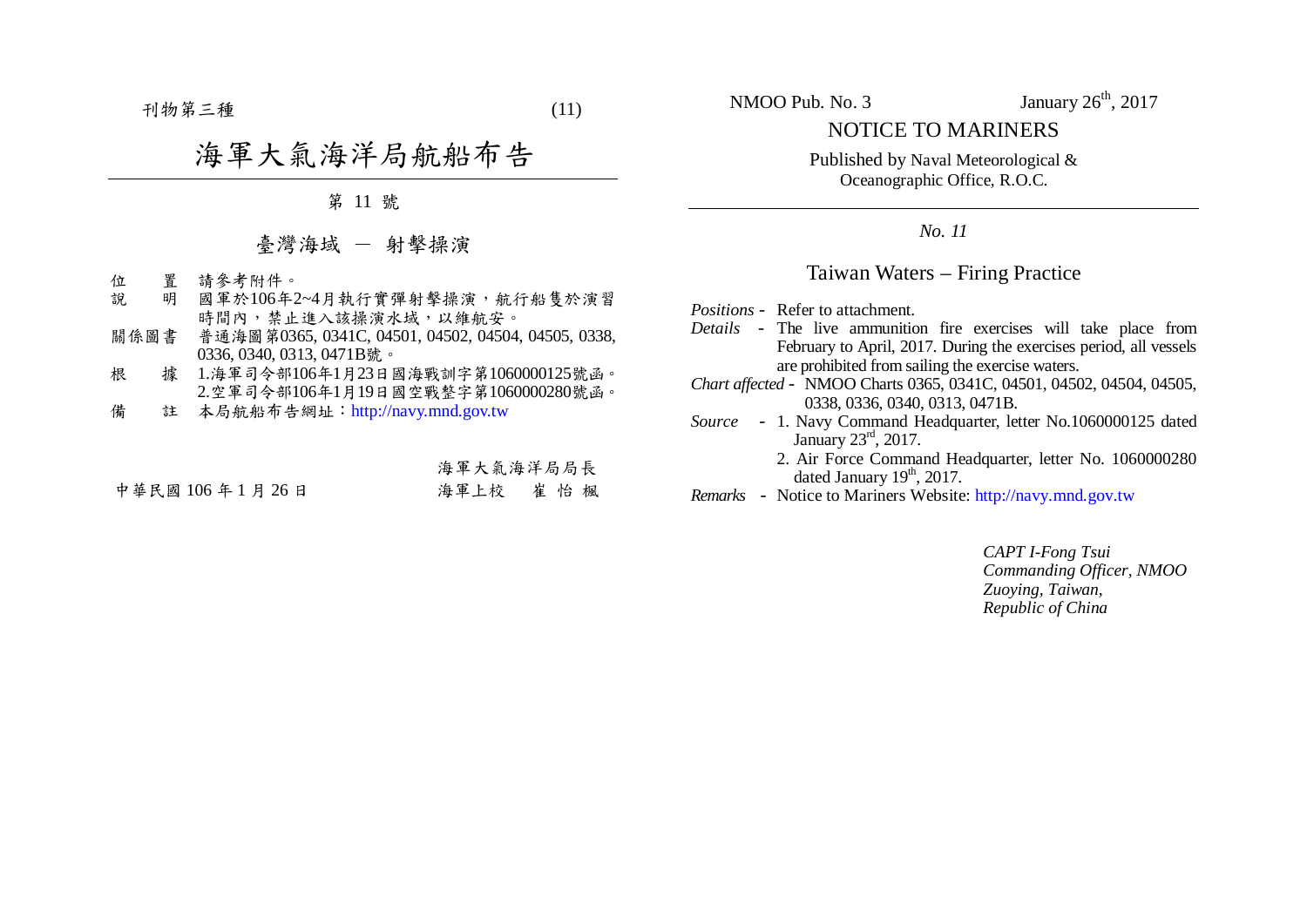刊物第三種

# 海軍大氣海洋局航船布告

第 11 號

## 臺灣海域 － 射擊操演

位　　置　請參考附件。
說　　明　國軍於106年2~4月執行實彈射擊操演，航行船隻於演習時間內，禁止進入該操演水域，以維航安。
關係圖書　普通海圖第0365, 0341C, 04501, 04502, 04504, 04505, 0338, 0336, 0340, 0313, 0471B號。
根　　據　1.海軍司令部106年1月23日國海戰訓字第1060000125號函。
　　　　　2.空軍司令部106年1月19日國空戰整字第1060000280號函。
備　　註　本局航船布告網址：http://navy.mnd.gov.tw

海軍大氣海洋局局長
中華民國 106 年 1 月 26 日　　海軍上校　崔 怡 楓

NMOO Pub. No. 3　　January 26th, 2017

# NOTICE TO MARINERS

Published by Naval Meteorological & Oceanographic Office, R.O.C.

*No. 11*

## Taiwan Waters – Firing Practice

*Positions* - Refer to attachment.
*Details* - The live ammunition fire exercises will take place from February to April, 2017. During the exercises period, all vessels are prohibited from sailing the exercise waters.
*Chart affected* - NMOO Charts 0365, 0341C, 04501, 04502, 04504, 04505, 0338, 0336, 0340, 0313, 0471B.
*Source* - 1. Navy Command Headquarter, letter No.1060000125 dated January 23rd, 2017.
2. Air Force Command Headquarter, letter No. 1060000280 dated January 19th, 2017.
*Remarks* - Notice to Mariners Website: http://navy.mnd.gov.tw

*CAPT I-Fong Tsui*
*Commanding Officer, NMOO*
*Zuoying, Taiwan,*
*Republic of China*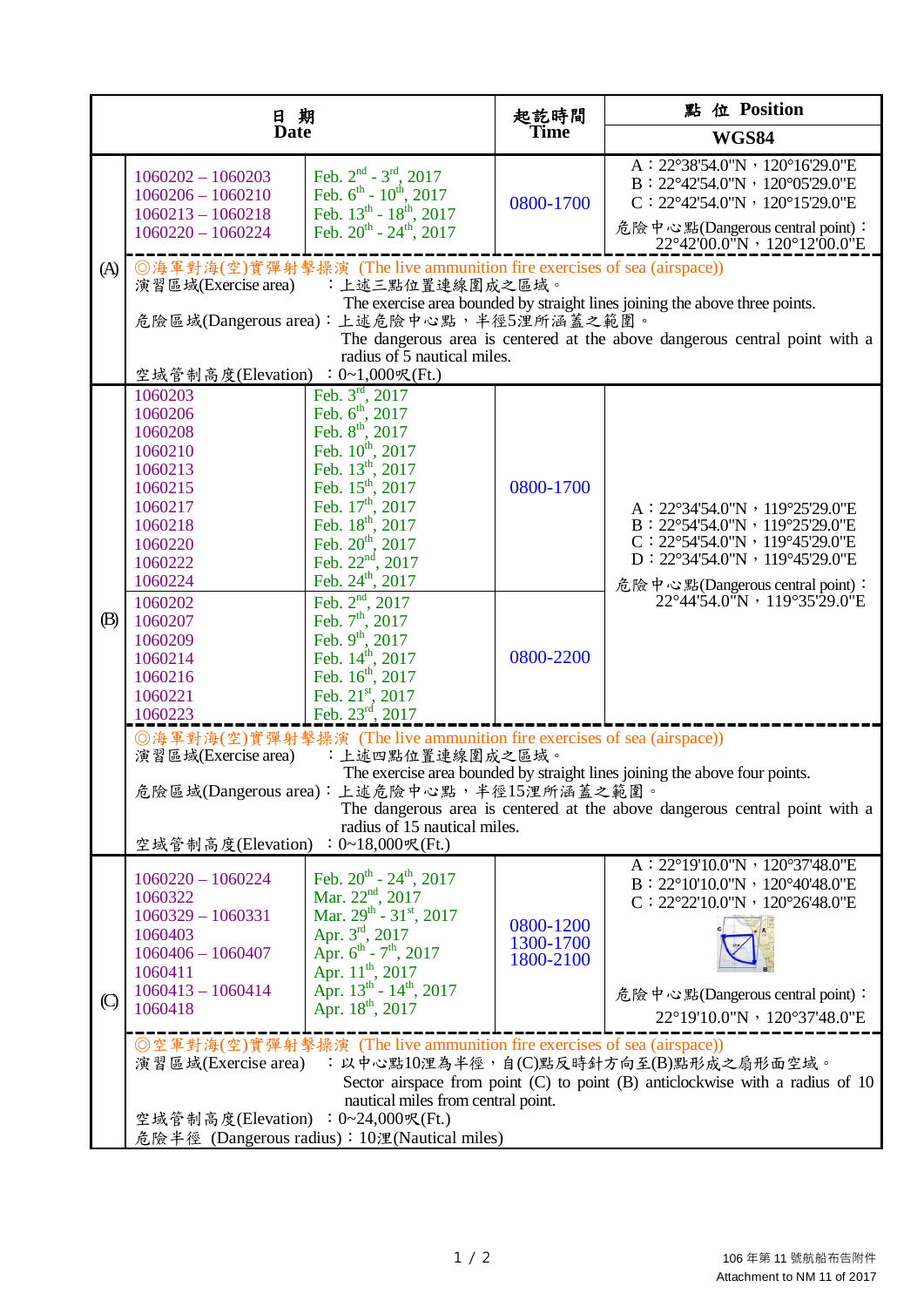| | 日 期 Date | | 起訖時間 Time | 點 位 Position WGS84 |
|---|---|---|---|---|
| (A) | 1060202 – 1060203<br>1060206 – 1060210<br>1060213 – 1060218<br>1060220 – 1060224 | Feb. 2nd - 3rd, 2017<br>Feb. 6th - 10th, 2017<br>Feb. 13th - 18th, 2017<br>Feb. 20th - 24th, 2017 | 0800-1700 | A：22°38'54.0"N，120°16'29.0"E<br>B：22°42'54.0"N，120°05'29.0"E<br>C：22°42'54.0"N，120°15'29.0"E<br>危險中心點(Dangerous central point)：22°42'00.0"N，120°12'00.0"E |
| | ◎海軍對海(空)實彈射擊操演 (The live ammunition fire exercises of sea (airspace))<br>演習區域(Exercise area)：上述三點位置連線圍成之區域。The exercise area bounded by straight lines joining the above three points.<br>危險區域(Dangerous area)：上述危險中心點，半徑5浬所涵蓋之範圍。The dangerous area is centered at the above dangerous central point with a radius of 5 nautical miles.<br>空域管制高度(Elevation)：0~1,000呎(Ft.) | | | |
| (B) | 1060203<br>1060206<br>1060208<br>1060210<br>1060213<br>1060215<br>1060217<br>1060218<br>1060220<br>1060222<br>1060224 | Feb. 3rd, 2017<br>Feb. 6th, 2017<br>Feb. 8th, 2017<br>Feb. 10th, 2017<br>Feb. 13th, 2017<br>Feb. 15th, 2017<br>Feb. 17th, 2017<br>Feb. 18th, 2017<br>Feb. 20th, 2017<br>Feb. 22nd, 2017<br>Feb. 24th, 2017 | 0800-1700 | A：22°34'54.0"N，119°25'29.0"E<br>B：22°54'54.0"N，119°25'29.0"E<br>C：22°54'54.0"N，119°45'29.0"E<br>D：22°34'54.0"N，119°45'29.0"E<br>危險中心點(Dangerous central point)：22°44'54.0"N，119°35'29.0"E |
| | 1060202<br>1060207<br>1060209<br>1060214<br>1060216<br>1060221<br>1060223 | Feb. 2nd, 2017<br>Feb. 7th, 2017<br>Feb. 9th, 2017<br>Feb. 14th, 2017<br>Feb. 16th, 2017<br>Feb. 21st, 2017<br>Feb. 23rd, 2017 | 0800-2200 | |
| | ◎海軍對海(空)實彈射擊操演 (The live ammunition fire exercises of sea (airspace))<br>演習區域(Exercise area)：上述四點位置連線圍成之區域。The exercise area bounded by straight lines joining the above four points.<br>危險區域(Dangerous area)：上述危險中心點，半徑15浬所涵蓋之範圍。The dangerous area is centered at the above dangerous central point with a radius of 15 nautical miles.<br>空域管制高度(Elevation)：0~18,000呎(Ft.) | | | |
| (C) | 1060220 – 1060224<br>1060322<br>1060329 – 1060331<br>1060403<br>1060406 – 1060407<br>1060411<br>1060413 – 1060414<br>1060418 | Feb. 20th - 24th, 2017<br>Mar. 22nd, 2017<br>Mar. 29th - 31st, 2017<br>Apr. 3rd, 2017<br>Apr. 6th - 7th, 2017<br>Apr. 11th, 2017<br>Apr. 13th - 14th, 2017<br>Apr. 18th, 2017 | 0800-1200<br>1300-1700<br>1800-2100 | A：22°19'10.0"N，120°37'48.0"E<br>B：22°10'10.0"N，120°40'48.0"E<br>C：22°22'10.0"N，120°26'48.0"E<br>危險中心點(Dangerous central point)：22°19'10.0"N，120°37'48.0"E |
| | ◎空軍對海(空)實彈射擊操演 (The live ammunition fire exercises of sea (airspace))<br>演習區域(Exercise area)：以中心點10浬為半徑，自(C)點反時針方向至(B)點形成之扇形面空域。Sector airspace from point (C) to point (B) anticlockwise with a radius of 10 nautical miles from central point.<br>空域管制高度(Elevation)：0~24,000呎(Ft.)<br>危險半徑 (Dangerous radius)：10浬(Nautical miles) | | | |

106 年第 11 號航船布告附件
Attachment to NM 11 of 2017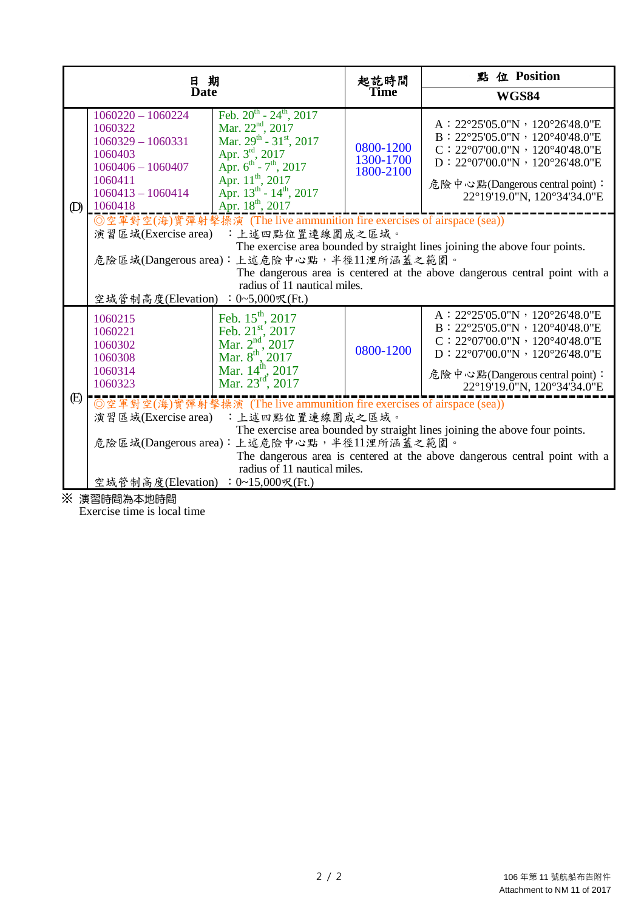| | 日 期 Date | | 起訖時間 Time | 點 位 Position WGS84 |
|---|---|---|---|---|
| (D) | 1060220 – 1060224<br>1060322<br>1060329 – 1060331<br>1060403<br>1060406 – 1060407<br>1060411<br>1060413 – 1060414<br>1060418 | Feb. 20th - 24th, 2017<br>Mar. 22nd, 2017<br>Mar. 29th - 31st, 2017<br>Apr. 3rd, 2017<br>Apr. 6th - 7th, 2017<br>Apr. 11th, 2017<br>Apr. 13th - 14th, 2017<br>Apr. 18th, 2017 | 0800-1200<br>1300-1700<br>1800-2100 | A：22°25'05.0"N，120°26'48.0"E<br>B：22°25'05.0"N，120°40'48.0"E<br>C：22°07'00.0"N，120°40'48.0"E<br>D：22°07'00.0"N，120°26'48.0"E<br>危險中心點(Dangerous central point)：22°19'19.0"N, 120°34'34.0"E |
| | ◎空軍對空(海)實彈射擊操演 (The live ammunition fire exercises of airspace (sea))<br>演習區域(Exercise area) ：上述四點位置連線圍成之區域。The exercise area bounded by straight lines joining the above four points.<br>危險區域(Dangerous area)：上述危險中心點，半徑11浬所涵蓋之範圍。The dangerous area is centered at the above dangerous central point with a radius of 11 nautical miles.<br>空域管制高度(Elevation) ：0~5,000呎(Ft.) | | | |
| (E) | 1060215<br>1060221<br>1060302<br>1060308<br>1060314<br>1060323 | Feb. 15th, 2017<br>Feb. 21st, 2017<br>Mar. 2nd, 2017<br>Mar. 8th, 2017<br>Mar. 14th, 2017<br>Mar. 23rd, 2017 | 0800-1200 | A：22°25'05.0"N，120°26'48.0"E<br>B：22°25'05.0"N，120°40'48.0"E<br>C：22°07'00.0"N，120°40'48.0"E<br>D：22°07'00.0"N，120°26'48.0"E<br>危險中心點(Dangerous central point)：22°19'19.0"N, 120°34'34.0"E |
| | ◎空軍對空(海)實彈射擊操演 (The live ammunition fire exercises of airspace (sea))<br>演習區域(Exercise area) ：上述四點位置連線圍成之區域。The exercise area bounded by straight lines joining the above four points.<br>危險區域(Dangerous area)：上述危險中心點，半徑11浬所涵蓋之範圍。The dangerous area is centered at the above dangerous central point with a radius of 11 nautical miles.<br>空域管制高度(Elevation) ：0~15,000呎(Ft.) | | | |

※ 演習時間為本地時間
Exercise time is local time

106 年第 11 號航船布告附件
Attachment to NM 11 of 2017